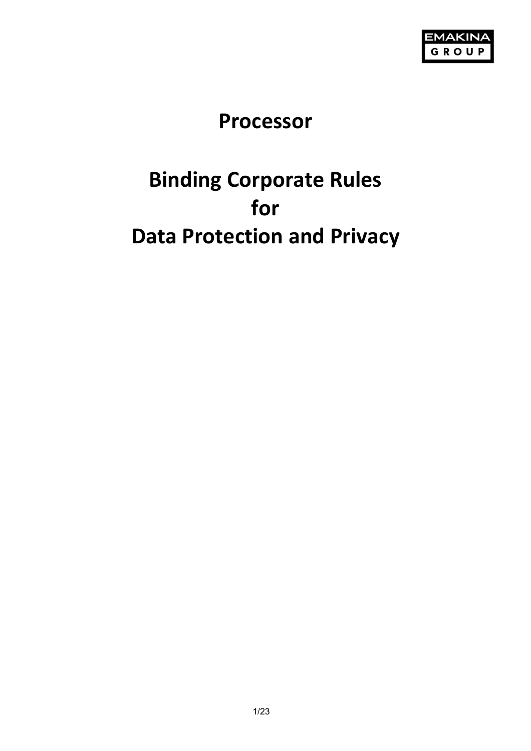# Processor

# Binding Corporate Rules for Data Protection and Privacy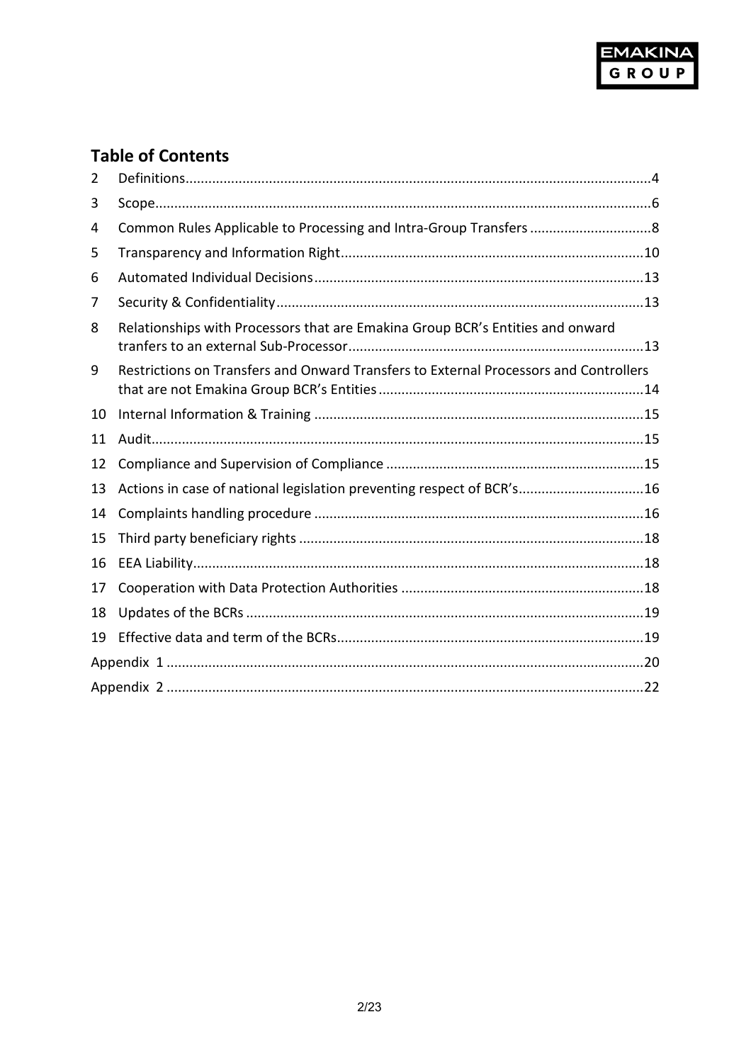## Table of Contents

| | | |
|---|---|---|
| 2 | Definitions | 4 |
| 3 | Scope | 6 |
| 4 | Common Rules Applicable to Processing and Intra-Group Transfers | 8 |
| 5 | Transparency and Information Right | 10 |
| 6 | Automated Individual Decisions | 13 |
| 7 | Security & Confidentiality | 13 |
| 8 | Relationships with Processors that are Emakina Group BCR's Entities and onward tranfers to an external Sub-Processor | 13 |
| 9 | Restrictions on Transfers and Onward Transfers to External Processors and Controllers that are not Emakina Group BCR's Entities | 14 |
| 10 | Internal Information & Training | 15 |
| 11 | Audit | 15 |
| 12 | Compliance and Supervision of Compliance | 15 |
| 13 | Actions in case of national legislation preventing respect of BCR's | 16 |
| 14 | Complaints handling procedure | 16 |
| 15 | Third party beneficiary rights | 18 |
| 16 | EEA Liability | 18 |
| 17 | Cooperation with Data Protection Authorities | 18 |
| 18 | Updates of the BCRs | 19 |
| 19 | Effective data and term of the BCRs | 19 |
| | Appendix 1 | 20 |
| | Appendix 2 | 22 |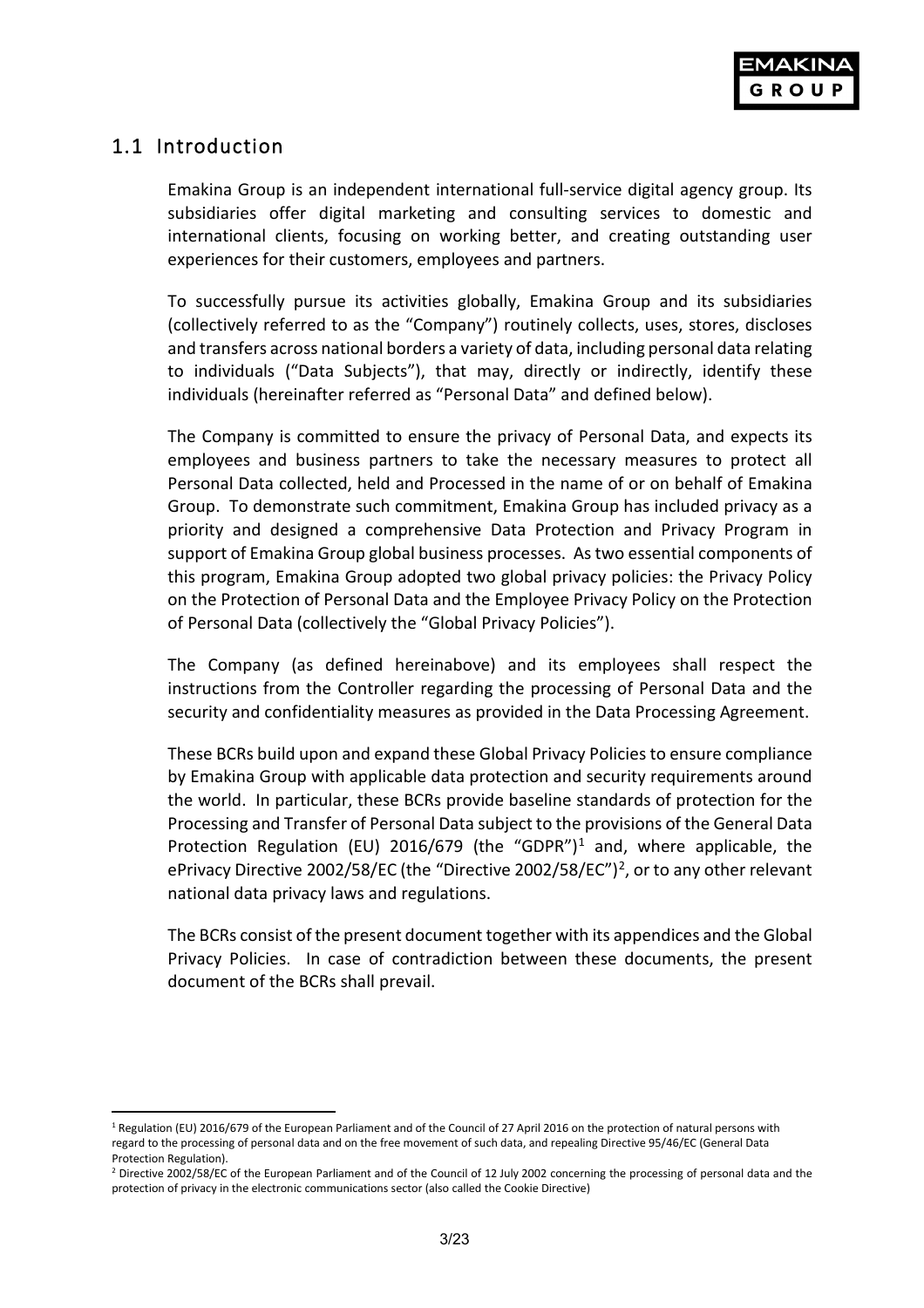## 1.1 Introduction

Emakina Group is an independent international full-service digital agency group. Its subsidiaries offer digital marketing and consulting services to domestic and international clients, focusing on working better, and creating outstanding user experiences for their customers, employees and partners.

To successfully pursue its activities globally, Emakina Group and its subsidiaries (collectively referred to as the "Company") routinely collects, uses, stores, discloses and transfers across national borders a variety of data, including personal data relating to individuals ("Data Subjects"), that may, directly or indirectly, identify these individuals (hereinafter referred as "Personal Data" and defined below).

The Company is committed to ensure the privacy of Personal Data, and expects its employees and business partners to take the necessary measures to protect all Personal Data collected, held and Processed in the name of or on behalf of Emakina Group. To demonstrate such commitment, Emakina Group has included privacy as a priority and designed a comprehensive Data Protection and Privacy Program in support of Emakina Group global business processes. As two essential components of this program, Emakina Group adopted two global privacy policies: the Privacy Policy on the Protection of Personal Data and the Employee Privacy Policy on the Protection of Personal Data (collectively the "Global Privacy Policies").

The Company (as defined hereinabove) and its employees shall respect the instructions from the Controller regarding the processing of Personal Data and the security and confidentiality measures as provided in the Data Processing Agreement.

These BCRs build upon and expand these Global Privacy Policies to ensure compliance by Emakina Group with applicable data protection and security requirements around the world. In particular, these BCRs provide baseline standards of protection for the Processing and Transfer of Personal Data subject to the provisions of the General Data Protection Regulation (EU) 2016/679 (the "GDPR")[1] and, where applicable, the ePrivacy Directive 2002/58/EC (the "Directive 2002/58/EC")[2], or to any other relevant national data privacy laws and regulations.

The BCRs consist of the present document together with its appendices and the Global Privacy Policies. In case of contradiction between these documents, the present document of the BCRs shall prevail.

---

[1] Regulation (EU) 2016/679 of the European Parliament and of the Council of 27 April 2016 on the protection of natural persons with regard to the processing of personal data and on the free movement of such data, and repealing Directive 95/46/EC (General Data Protection Regulation).

[2] Directive 2002/58/EC of the European Parliament and of the Council of 12 July 2002 concerning the processing of personal data and the protection of privacy in the electronic communications sector (also called the Cookie Directive)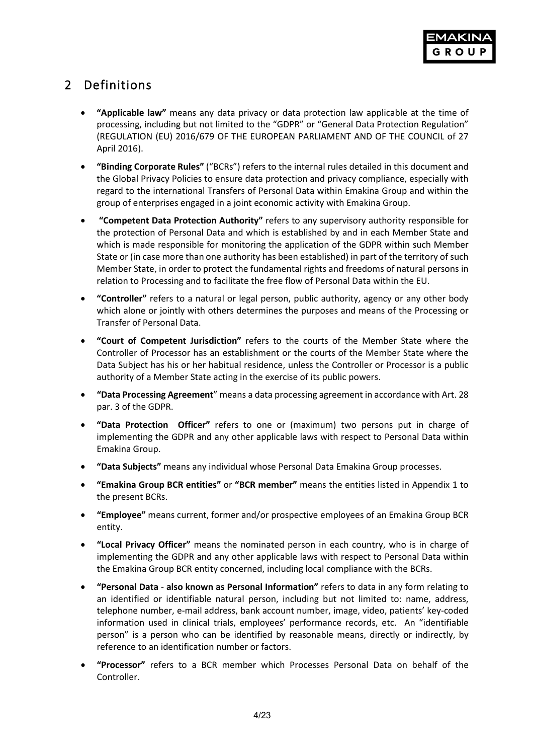## 2 Definitions

- **"Applicable law"** means any data privacy or data protection law applicable at the time of processing, including but not limited to the "GDPR" or "General Data Protection Regulation" (REGULATION (EU) 2016/679 OF THE EUROPEAN PARLIAMENT AND OF THE COUNCIL of 27 April 2016).
- **"Binding Corporate Rules"** ("BCRs") refers to the internal rules detailed in this document and the Global Privacy Policies to ensure data protection and privacy compliance, especially with regard to the international Transfers of Personal Data within Emakina Group and within the group of enterprises engaged in a joint economic activity with Emakina Group.
- **"Competent Data Protection Authority"** refers to any supervisory authority responsible for the protection of Personal Data and which is established by and in each Member State and which is made responsible for monitoring the application of the GDPR within such Member State or (in case more than one authority has been established) in part of the territory of such Member State, in order to protect the fundamental rights and freedoms of natural persons in relation to Processing and to facilitate the free flow of Personal Data within the EU.
- **"Controller"** refers to a natural or legal person, public authority, agency or any other body which alone or jointly with others determines the purposes and means of the Processing or Transfer of Personal Data.
- **"Court of Competent Jurisdiction"** refers to the courts of the Member State where the Controller of Processor has an establishment or the courts of the Member State where the Data Subject has his or her habitual residence, unless the Controller or Processor is a public authority of a Member State acting in the exercise of its public powers.
- **"Data Processing Agreement"** means a data processing agreement in accordance with Art. 28 par. 3 of the GDPR.
- **"Data Protection Officer"** refers to one or (maximum) two persons put in charge of implementing the GDPR and any other applicable laws with respect to Personal Data within Emakina Group.
- **"Data Subjects"** means any individual whose Personal Data Emakina Group processes.
- **"Emakina Group BCR entities"** or **"BCR member"** means the entities listed in Appendix 1 to the present BCRs.
- **"Employee"** means current, former and/or prospective employees of an Emakina Group BCR entity.
- **"Local Privacy Officer"** means the nominated person in each country, who is in charge of implementing the GDPR and any other applicable laws with respect to Personal Data within the Emakina Group BCR entity concerned, including local compliance with the BCRs.
- **"Personal Data - also known as Personal Information"** refers to data in any form relating to an identified or identifiable natural person, including but not limited to: name, address, telephone number, e-mail address, bank account number, image, video, patients' key-coded information used in clinical trials, employees' performance records, etc. An "identifiable person" is a person who can be identified by reasonable means, directly or indirectly, by reference to an identification number or factors.
- **"Processor"** refers to a BCR member which Processes Personal Data on behalf of the Controller.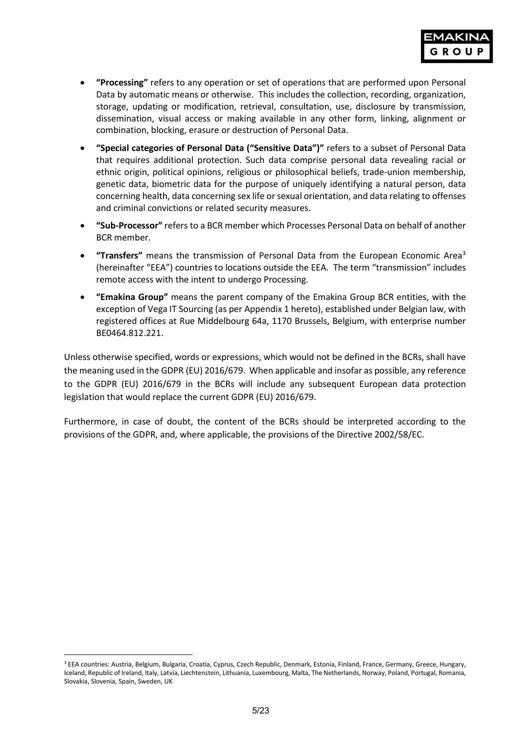- **"Processing"** refers to any operation or set of operations that are performed upon Personal Data by automatic means or otherwise. This includes the collection, recording, organization, storage, updating or modification, retrieval, consultation, use, disclosure by transmission, dissemination, visual access or making available in any other form, linking, alignment or combination, blocking, erasure or destruction of Personal Data.
- **"Special categories of Personal Data ("Sensitive Data")"** refers to a subset of Personal Data that requires additional protection. Such data comprise personal data revealing racial or ethnic origin, political opinions, religious or philosophical beliefs, trade-union membership, genetic data, biometric data for the purpose of uniquely identifying a natural person, data concerning health, data concerning sex life or sexual orientation, and data relating to offenses and criminal convictions or related security measures.
- **"Sub-Processor"** refers to a BCR member which Processes Personal Data on behalf of another BCR member.
- **"Transfers"** means the transmission of Personal Data from the European Economic Area[3] (hereinafter "EEA") countries to locations outside the EEA. The term "transmission" includes remote access with the intent to undergo Processing.
- **"Emakina Group"** means the parent company of the Emakina Group BCR entities, with the exception of Vega IT Sourcing (as per Appendix 1 hereto), established under Belgian law, with registered offices at Rue Middelbourg 64a, 1170 Brussels, Belgium, with enterprise number BE0464.812.221.

Unless otherwise specified, words or expressions, which would not be defined in the BCRs, shall have the meaning used in the GDPR (EU) 2016/679. When applicable and insofar as possible, any reference to the GDPR (EU) 2016/679 in the BCRs will include any subsequent European data protection legislation that would replace the current GDPR (EU) 2016/679.

Furthermore, in case of doubt, the content of the BCRs should be interpreted according to the provisions of the GDPR, and, where applicable, the provisions of the Directive 2002/58/EC.

[3] EEA countries: Austria, Belgium, Bulgaria, Croatia, Cyprus, Czech Republic, Denmark, Estonia, Finland, France, Germany, Greece, Hungary, Iceland, Republic of Ireland, Italy, Latvia, Liechtenstein, Lithuania, Luxembourg, Malta, The Netherlands, Norway, Poland, Portugal, Romania, Slovakia, Slovenia, Spain, Sweden, UK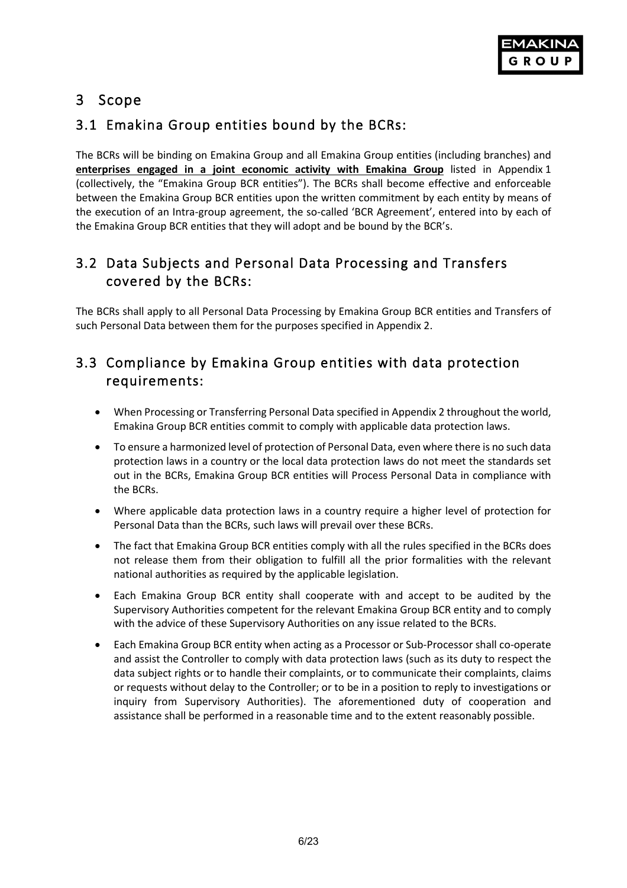# 3 Scope

## 3.1 Emakina Group entities bound by the BCRs:

The BCRs will be binding on Emakina Group and all Emakina Group entities (including branches) and **enterprises engaged in a joint economic activity with Emakina Group** listed in Appendix 1 (collectively, the "Emakina Group BCR entities"). The BCRs shall become effective and enforceable between the Emakina Group BCR entities upon the written commitment by each entity by means of the execution of an Intra-group agreement, the so-called 'BCR Agreement', entered into by each of the Emakina Group BCR entities that they will adopt and be bound by the BCR's.

## 3.2 Data Subjects and Personal Data Processing and Transfers covered by the BCRs:

The BCRs shall apply to all Personal Data Processing by Emakina Group BCR entities and Transfers of such Personal Data between them for the purposes specified in Appendix 2.

## 3.3 Compliance by Emakina Group entities with data protection requirements:

- When Processing or Transferring Personal Data specified in Appendix 2 throughout the world, Emakina Group BCR entities commit to comply with applicable data protection laws.
- To ensure a harmonized level of protection of Personal Data, even where there is no such data protection laws in a country or the local data protection laws do not meet the standards set out in the BCRs, Emakina Group BCR entities will Process Personal Data in compliance with the BCRs.
- Where applicable data protection laws in a country require a higher level of protection for Personal Data than the BCRs, such laws will prevail over these BCRs.
- The fact that Emakina Group BCR entities comply with all the rules specified in the BCRs does not release them from their obligation to fulfill all the prior formalities with the relevant national authorities as required by the applicable legislation.
- Each Emakina Group BCR entity shall cooperate with and accept to be audited by the Supervisory Authorities competent for the relevant Emakina Group BCR entity and to comply with the advice of these Supervisory Authorities on any issue related to the BCRs.
- Each Emakina Group BCR entity when acting as a Processor or Sub-Processor shall co-operate and assist the Controller to comply with data protection laws (such as its duty to respect the data subject rights or to handle their complaints, or to communicate their complaints, claims or requests without delay to the Controller; or to be in a position to reply to investigations or inquiry from Supervisory Authorities). The aforementioned duty of cooperation and assistance shall be performed in a reasonable time and to the extent reasonably possible.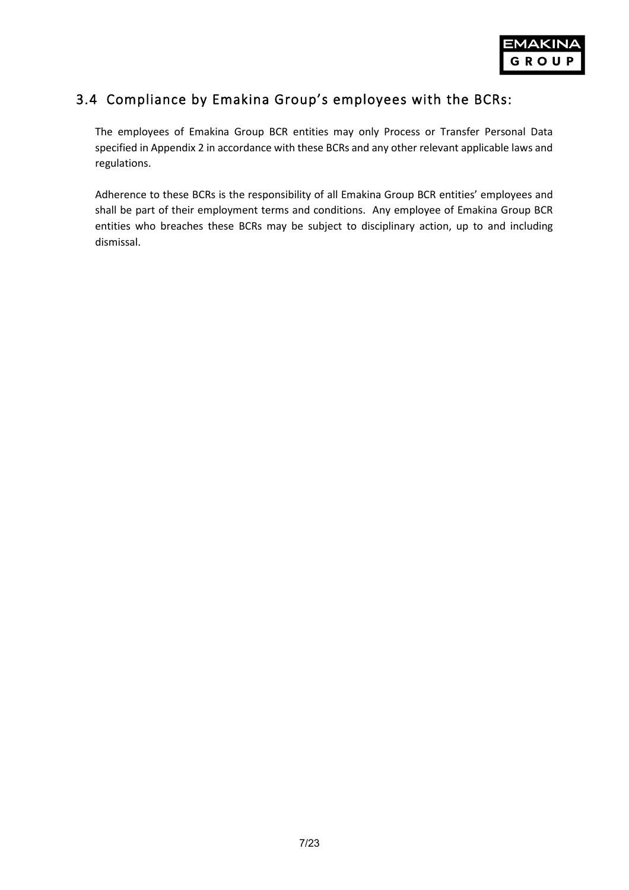## 3.4 Compliance by Emakina Group's employees with the BCRs:

The employees of Emakina Group BCR entities may only Process or Transfer Personal Data specified in Appendix 2 in accordance with these BCRs and any other relevant applicable laws and regulations.

Adherence to these BCRs is the responsibility of all Emakina Group BCR entities' employees and shall be part of their employment terms and conditions. Any employee of Emakina Group BCR entities who breaches these BCRs may be subject to disciplinary action, up to and including dismissal.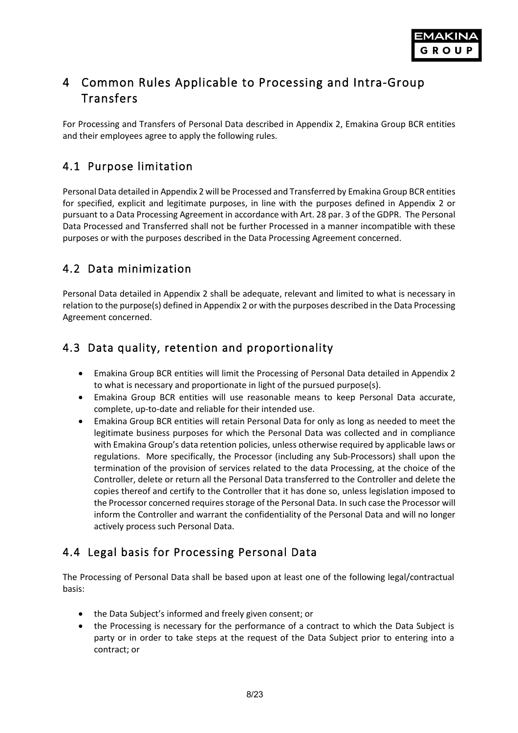# 4 Common Rules Applicable to Processing and Intra-Group Transfers

For Processing and Transfers of Personal Data described in Appendix 2, Emakina Group BCR entities and their employees agree to apply the following rules.

## 4.1 Purpose limitation

Personal Data detailed in Appendix 2 will be Processed and Transferred by Emakina Group BCR entities for specified, explicit and legitimate purposes, in line with the purposes defined in Appendix 2 or pursuant to a Data Processing Agreement in accordance with Art. 28 par. 3 of the GDPR. The Personal Data Processed and Transferred shall not be further Processed in a manner incompatible with these purposes or with the purposes described in the Data Processing Agreement concerned.

## 4.2 Data minimization

Personal Data detailed in Appendix 2 shall be adequate, relevant and limited to what is necessary in relation to the purpose(s) defined in Appendix 2 or with the purposes described in the Data Processing Agreement concerned.

## 4.3 Data quality, retention and proportionality

- Emakina Group BCR entities will limit the Processing of Personal Data detailed in Appendix 2 to what is necessary and proportionate in light of the pursued purpose(s).
- Emakina Group BCR entities will use reasonable means to keep Personal Data accurate, complete, up-to-date and reliable for their intended use.
- Emakina Group BCR entities will retain Personal Data for only as long as needed to meet the legitimate business purposes for which the Personal Data was collected and in compliance with Emakina Group's data retention policies, unless otherwise required by applicable laws or regulations. More specifically, the Processor (including any Sub-Processors) shall upon the termination of the provision of services related to the data Processing, at the choice of the Controller, delete or return all the Personal Data transferred to the Controller and delete the copies thereof and certify to the Controller that it has done so, unless legislation imposed to the Processor concerned requires storage of the Personal Data. In such case the Processor will inform the Controller and warrant the confidentiality of the Personal Data and will no longer actively process such Personal Data.

## 4.4 Legal basis for Processing Personal Data

The Processing of Personal Data shall be based upon at least one of the following legal/contractual basis:

- the Data Subject's informed and freely given consent; or
- the Processing is necessary for the performance of a contract to which the Data Subject is party or in order to take steps at the request of the Data Subject prior to entering into a contract; or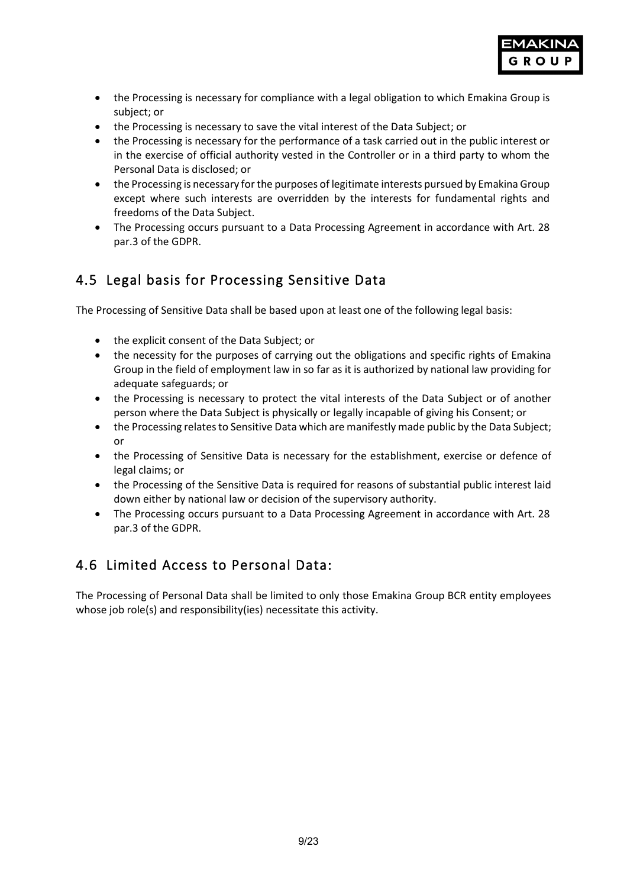- the Processing is necessary for compliance with a legal obligation to which Emakina Group is subject; or
- the Processing is necessary to save the vital interest of the Data Subject; or
- the Processing is necessary for the performance of a task carried out in the public interest or in the exercise of official authority vested in the Controller or in a third party to whom the Personal Data is disclosed; or
- the Processing is necessary for the purposes of legitimate interests pursued by Emakina Group except where such interests are overridden by the interests for fundamental rights and freedoms of the Data Subject.
- The Processing occurs pursuant to a Data Processing Agreement in accordance with Art. 28 par.3 of the GDPR.

## 4.5 Legal basis for Processing Sensitive Data

The Processing of Sensitive Data shall be based upon at least one of the following legal basis:

- the explicit consent of the Data Subject; or
- the necessity for the purposes of carrying out the obligations and specific rights of Emakina Group in the field of employment law in so far as it is authorized by national law providing for adequate safeguards; or
- the Processing is necessary to protect the vital interests of the Data Subject or of another person where the Data Subject is physically or legally incapable of giving his Consent; or
- the Processing relates to Sensitive Data which are manifestly made public by the Data Subject; or
- the Processing of Sensitive Data is necessary for the establishment, exercise or defence of legal claims; or
- the Processing of the Sensitive Data is required for reasons of substantial public interest laid down either by national law or decision of the supervisory authority.
- The Processing occurs pursuant to a Data Processing Agreement in accordance with Art. 28 par.3 of the GDPR.

## 4.6 Limited Access to Personal Data:

The Processing of Personal Data shall be limited to only those Emakina Group BCR entity employees whose job role(s) and responsibility(ies) necessitate this activity.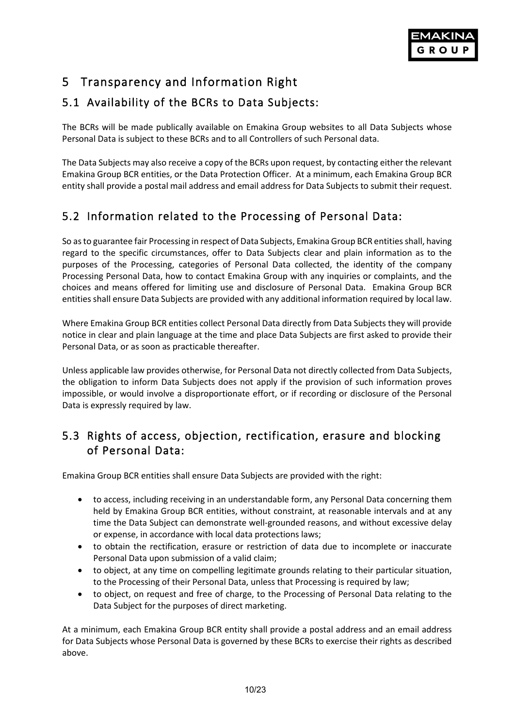# 5 Transparency and Information Right

## 5.1 Availability of the BCRs to Data Subjects:

The BCRs will be made publically available on Emakina Group websites to all Data Subjects whose Personal Data is subject to these BCRs and to all Controllers of such Personal data.

The Data Subjects may also receive a copy of the BCRs upon request, by contacting either the relevant Emakina Group BCR entities, or the Data Protection Officer. At a minimum, each Emakina Group BCR entity shall provide a postal mail address and email address for Data Subjects to submit their request.

## 5.2 Information related to the Processing of Personal Data:

So as to guarantee fair Processing in respect of Data Subjects, Emakina Group BCR entities shall, having regard to the specific circumstances, offer to Data Subjects clear and plain information as to the purposes of the Processing, categories of Personal Data collected, the identity of the company Processing Personal Data, how to contact Emakina Group with any inquiries or complaints, and the choices and means offered for limiting use and disclosure of Personal Data. Emakina Group BCR entities shall ensure Data Subjects are provided with any additional information required by local law.

Where Emakina Group BCR entities collect Personal Data directly from Data Subjects they will provide notice in clear and plain language at the time and place Data Subjects are first asked to provide their Personal Data, or as soon as practicable thereafter.

Unless applicable law provides otherwise, for Personal Data not directly collected from Data Subjects, the obligation to inform Data Subjects does not apply if the provision of such information proves impossible, or would involve a disproportionate effort, or if recording or disclosure of the Personal Data is expressly required by law.

## 5.3 Rights of access, objection, rectification, erasure and blocking of Personal Data:

Emakina Group BCR entities shall ensure Data Subjects are provided with the right:

- to access, including receiving in an understandable form, any Personal Data concerning them held by Emakina Group BCR entities, without constraint, at reasonable intervals and at any time the Data Subject can demonstrate well-grounded reasons, and without excessive delay or expense, in accordance with local data protections laws;
- to obtain the rectification, erasure or restriction of data due to incomplete or inaccurate Personal Data upon submission of a valid claim;
- to object, at any time on compelling legitimate grounds relating to their particular situation, to the Processing of their Personal Data, unless that Processing is required by law;
- to object, on request and free of charge, to the Processing of Personal Data relating to the Data Subject for the purposes of direct marketing.

At a minimum, each Emakina Group BCR entity shall provide a postal address and an email address for Data Subjects whose Personal Data is governed by these BCRs to exercise their rights as described above.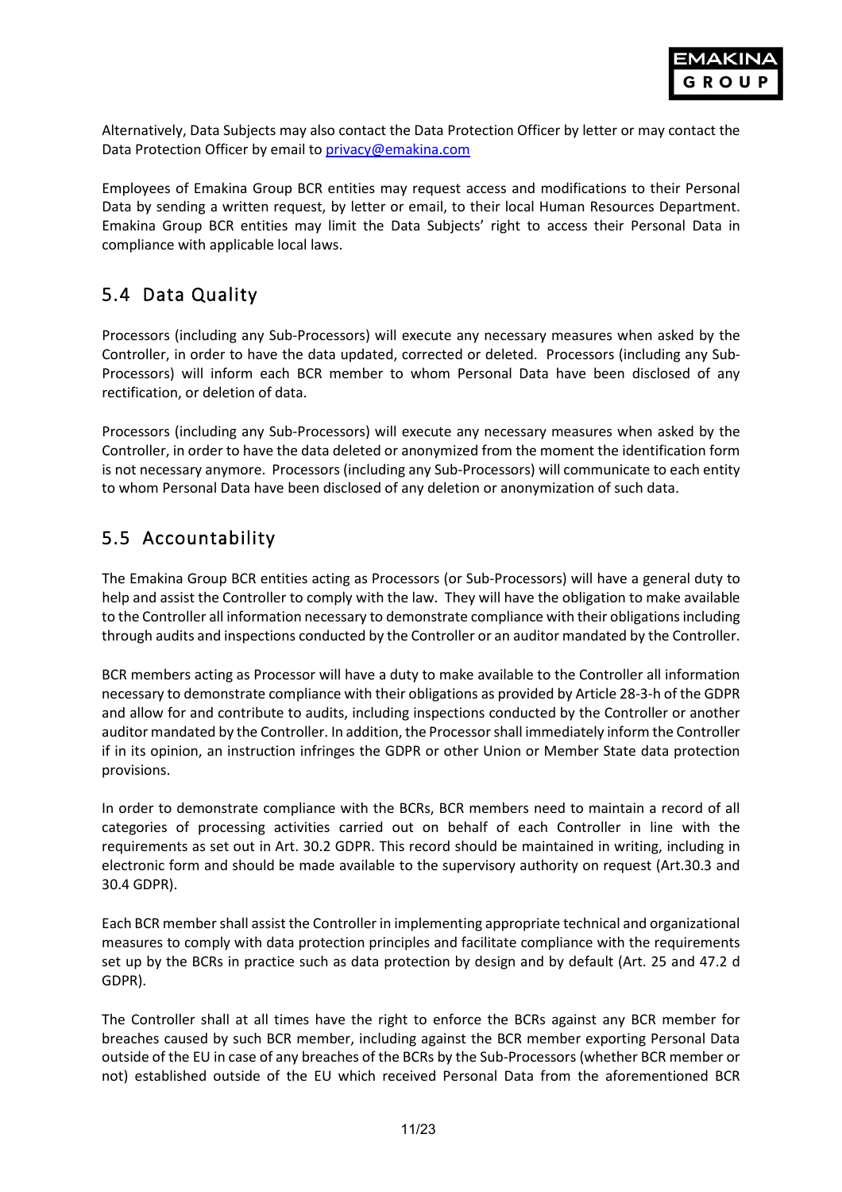Alternatively, Data Subjects may also contact the Data Protection Officer by letter or may contact the Data Protection Officer by email to privacy@emakina.com

Employees of Emakina Group BCR entities may request access and modifications to their Personal Data by sending a written request, by letter or email, to their local Human Resources Department. Emakina Group BCR entities may limit the Data Subjects' right to access their Personal Data in compliance with applicable local laws.

## 5.4 Data Quality

Processors (including any Sub-Processors) will execute any necessary measures when asked by the Controller, in order to have the data updated, corrected or deleted. Processors (including any Sub-Processors) will inform each BCR member to whom Personal Data have been disclosed of any rectification, or deletion of data.

Processors (including any Sub-Processors) will execute any necessary measures when asked by the Controller, in order to have the data deleted or anonymized from the moment the identification form is not necessary anymore. Processors (including any Sub-Processors) will communicate to each entity to whom Personal Data have been disclosed of any deletion or anonymization of such data.

## 5.5 Accountability

The Emakina Group BCR entities acting as Processors (or Sub-Processors) will have a general duty to help and assist the Controller to comply with the law. They will have the obligation to make available to the Controller all information necessary to demonstrate compliance with their obligations including through audits and inspections conducted by the Controller or an auditor mandated by the Controller.

BCR members acting as Processor will have a duty to make available to the Controller all information necessary to demonstrate compliance with their obligations as provided by Article 28-3-h of the GDPR and allow for and contribute to audits, including inspections conducted by the Controller or another auditor mandated by the Controller. In addition, the Processor shall immediately inform the Controller if in its opinion, an instruction infringes the GDPR or other Union or Member State data protection provisions.

In order to demonstrate compliance with the BCRs, BCR members need to maintain a record of all categories of processing activities carried out on behalf of each Controller in line with the requirements as set out in Art. 30.2 GDPR. This record should be maintained in writing, including in electronic form and should be made available to the supervisory authority on request (Art.30.3 and 30.4 GDPR).

Each BCR member shall assist the Controller in implementing appropriate technical and organizational measures to comply with data protection principles and facilitate compliance with the requirements set up by the BCRs in practice such as data protection by design and by default (Art. 25 and 47.2 d GDPR).

The Controller shall at all times have the right to enforce the BCRs against any BCR member for breaches caused by such BCR member, including against the BCR member exporting Personal Data outside of the EU in case of any breaches of the BCRs by the Sub-Processors (whether BCR member or not) established outside of the EU which received Personal Data from the aforementioned BCR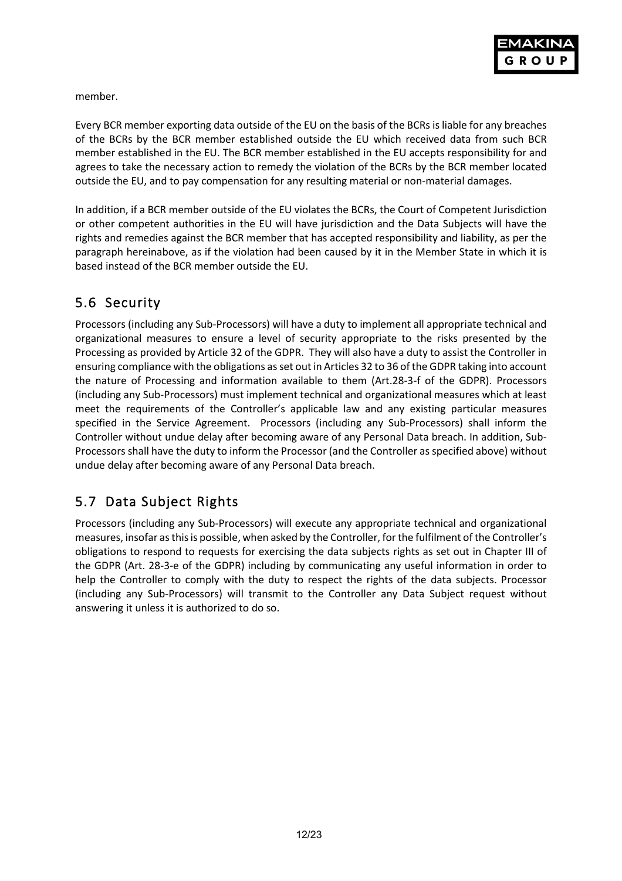member.

Every BCR member exporting data outside of the EU on the basis of the BCRs is liable for any breaches of the BCRs by the BCR member established outside the EU which received data from such BCR member established in the EU. The BCR member established in the EU accepts responsibility for and agrees to take the necessary action to remedy the violation of the BCRs by the BCR member located outside the EU, and to pay compensation for any resulting material or non-material damages.

In addition, if a BCR member outside of the EU violates the BCRs, the Court of Competent Jurisdiction or other competent authorities in the EU will have jurisdiction and the Data Subjects will have the rights and remedies against the BCR member that has accepted responsibility and liability, as per the paragraph hereinabove, as if the violation had been caused by it in the Member State in which it is based instead of the BCR member outside the EU.

## 5.6 Security

Processors (including any Sub-Processors) will have a duty to implement all appropriate technical and organizational measures to ensure a level of security appropriate to the risks presented by the Processing as provided by Article 32 of the GDPR. They will also have a duty to assist the Controller in ensuring compliance with the obligations as set out in Articles 32 to 36 of the GDPR taking into account the nature of Processing and information available to them (Art.28-3-f of the GDPR). Processors (including any Sub-Processors) must implement technical and organizational measures which at least meet the requirements of the Controller's applicable law and any existing particular measures specified in the Service Agreement. Processors (including any Sub-Processors) shall inform the Controller without undue delay after becoming aware of any Personal Data breach. In addition, Sub-Processors shall have the duty to inform the Processor (and the Controller as specified above) without undue delay after becoming aware of any Personal Data breach.

## 5.7 Data Subject Rights

Processors (including any Sub-Processors) will execute any appropriate technical and organizational measures, insofar as this is possible, when asked by the Controller, for the fulfilment of the Controller's obligations to respond to requests for exercising the data subjects rights as set out in Chapter III of the GDPR (Art. 28-3-e of the GDPR) including by communicating any useful information in order to help the Controller to comply with the duty to respect the rights of the data subjects. Processor (including any Sub-Processors) will transmit to the Controller any Data Subject request without answering it unless it is authorized to do so.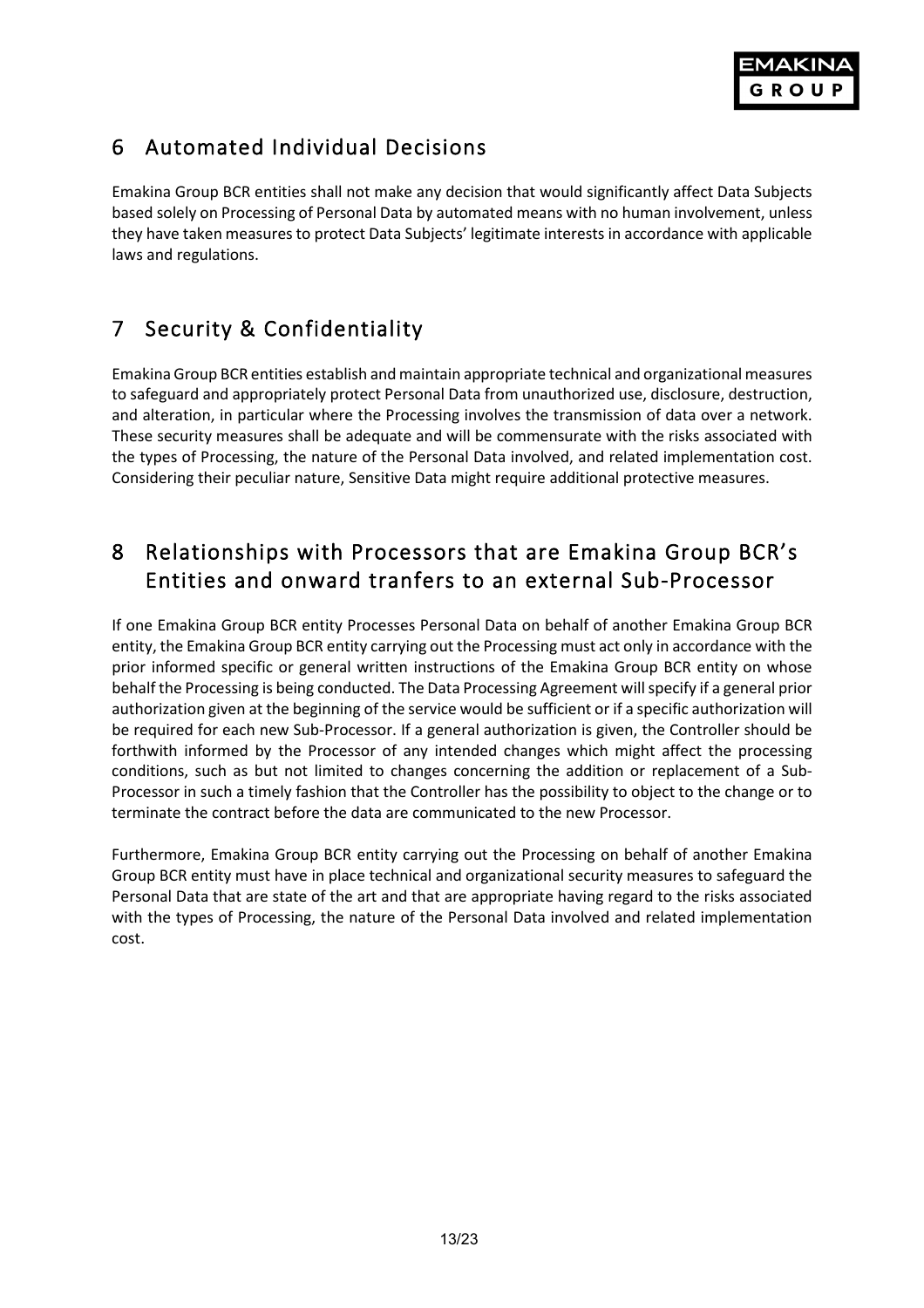# 6 Automated Individual Decisions

Emakina Group BCR entities shall not make any decision that would significantly affect Data Subjects based solely on Processing of Personal Data by automated means with no human involvement, unless they have taken measures to protect Data Subjects' legitimate interests in accordance with applicable laws and regulations.

# 7 Security & Confidentiality

Emakina Group BCR entities establish and maintain appropriate technical and organizational measures to safeguard and appropriately protect Personal Data from unauthorized use, disclosure, destruction, and alteration, in particular where the Processing involves the transmission of data over a network. These security measures shall be adequate and will be commensurate with the risks associated with the types of Processing, the nature of the Personal Data involved, and related implementation cost. Considering their peculiar nature, Sensitive Data might require additional protective measures.

# 8 Relationships with Processors that are Emakina Group BCR's Entities and onward tranfers to an external Sub-Processor

If one Emakina Group BCR entity Processes Personal Data on behalf of another Emakina Group BCR entity, the Emakina Group BCR entity carrying out the Processing must act only in accordance with the prior informed specific or general written instructions of the Emakina Group BCR entity on whose behalf the Processing is being conducted. The Data Processing Agreement will specify if a general prior authorization given at the beginning of the service would be sufficient or if a specific authorization will be required for each new Sub-Processor. If a general authorization is given, the Controller should be forthwith informed by the Processor of any intended changes which might affect the processing conditions, such as but not limited to changes concerning the addition or replacement of a Sub-Processor in such a timely fashion that the Controller has the possibility to object to the change or to terminate the contract before the data are communicated to the new Processor.

Furthermore, Emakina Group BCR entity carrying out the Processing on behalf of another Emakina Group BCR entity must have in place technical and organizational security measures to safeguard the Personal Data that are state of the art and that are appropriate having regard to the risks associated with the types of Processing, the nature of the Personal Data involved and related implementation cost.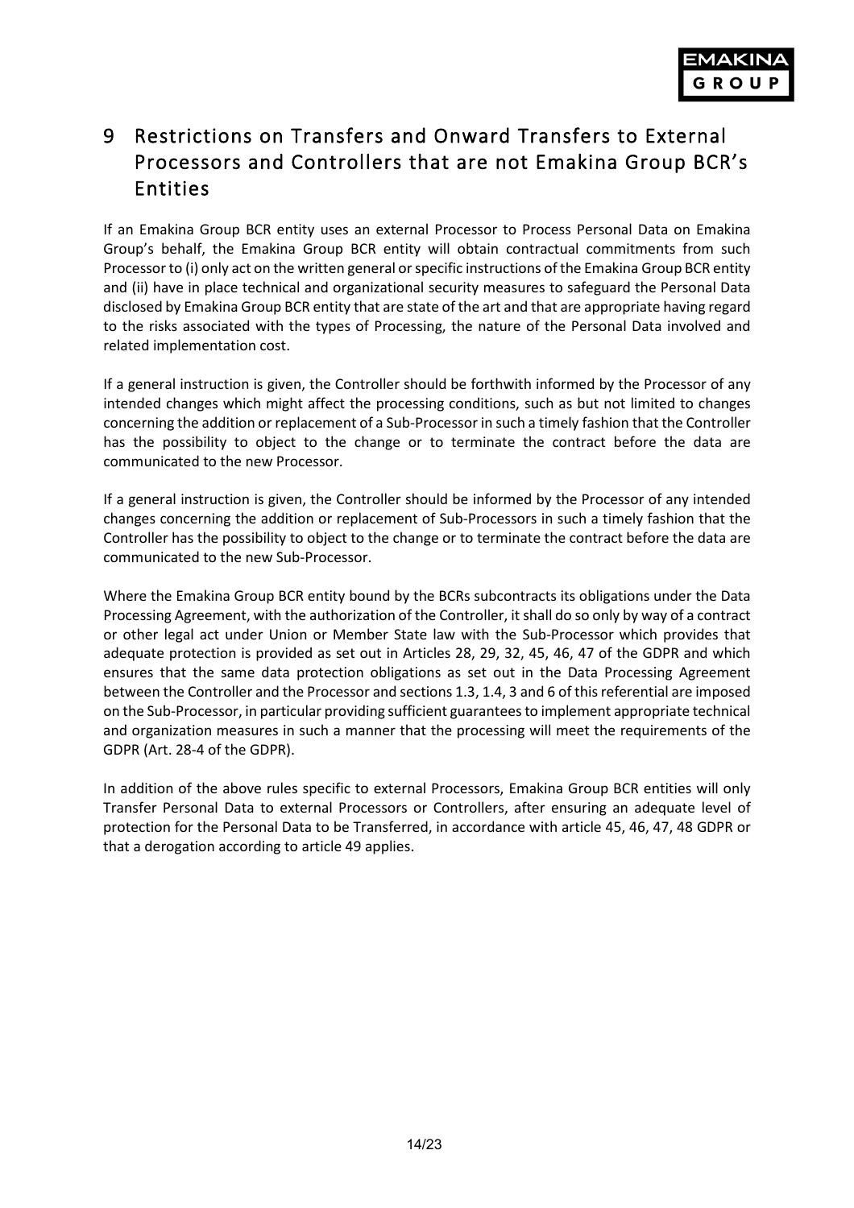# 9 Restrictions on Transfers and Onward Transfers to External Processors and Controllers that are not Emakina Group BCR's Entities

If an Emakina Group BCR entity uses an external Processor to Process Personal Data on Emakina Group's behalf, the Emakina Group BCR entity will obtain contractual commitments from such Processor to (i) only act on the written general or specific instructions of the Emakina Group BCR entity and (ii) have in place technical and organizational security measures to safeguard the Personal Data disclosed by Emakina Group BCR entity that are state of the art and that are appropriate having regard to the risks associated with the types of Processing, the nature of the Personal Data involved and related implementation cost.

If a general instruction is given, the Controller should be forthwith informed by the Processor of any intended changes which might affect the processing conditions, such as but not limited to changes concerning the addition or replacement of a Sub-Processor in such a timely fashion that the Controller has the possibility to object to the change or to terminate the contract before the data are communicated to the new Processor.

If a general instruction is given, the Controller should be informed by the Processor of any intended changes concerning the addition or replacement of Sub-Processors in such a timely fashion that the Controller has the possibility to object to the change or to terminate the contract before the data are communicated to the new Sub-Processor.

Where the Emakina Group BCR entity bound by the BCRs subcontracts its obligations under the Data Processing Agreement, with the authorization of the Controller, it shall do so only by way of a contract or other legal act under Union or Member State law with the Sub-Processor which provides that adequate protection is provided as set out in Articles 28, 29, 32, 45, 46, 47 of the GDPR and which ensures that the same data protection obligations as set out in the Data Processing Agreement between the Controller and the Processor and sections 1.3, 1.4, 3 and 6 of this referential are imposed on the Sub-Processor, in particular providing sufficient guarantees to implement appropriate technical and organization measures in such a manner that the processing will meet the requirements of the GDPR (Art. 28-4 of the GDPR).

In addition of the above rules specific to external Processors, Emakina Group BCR entities will only Transfer Personal Data to external Processors or Controllers, after ensuring an adequate level of protection for the Personal Data to be Transferred, in accordance with article 45, 46, 47, 48 GDPR or that a derogation according to article 49 applies.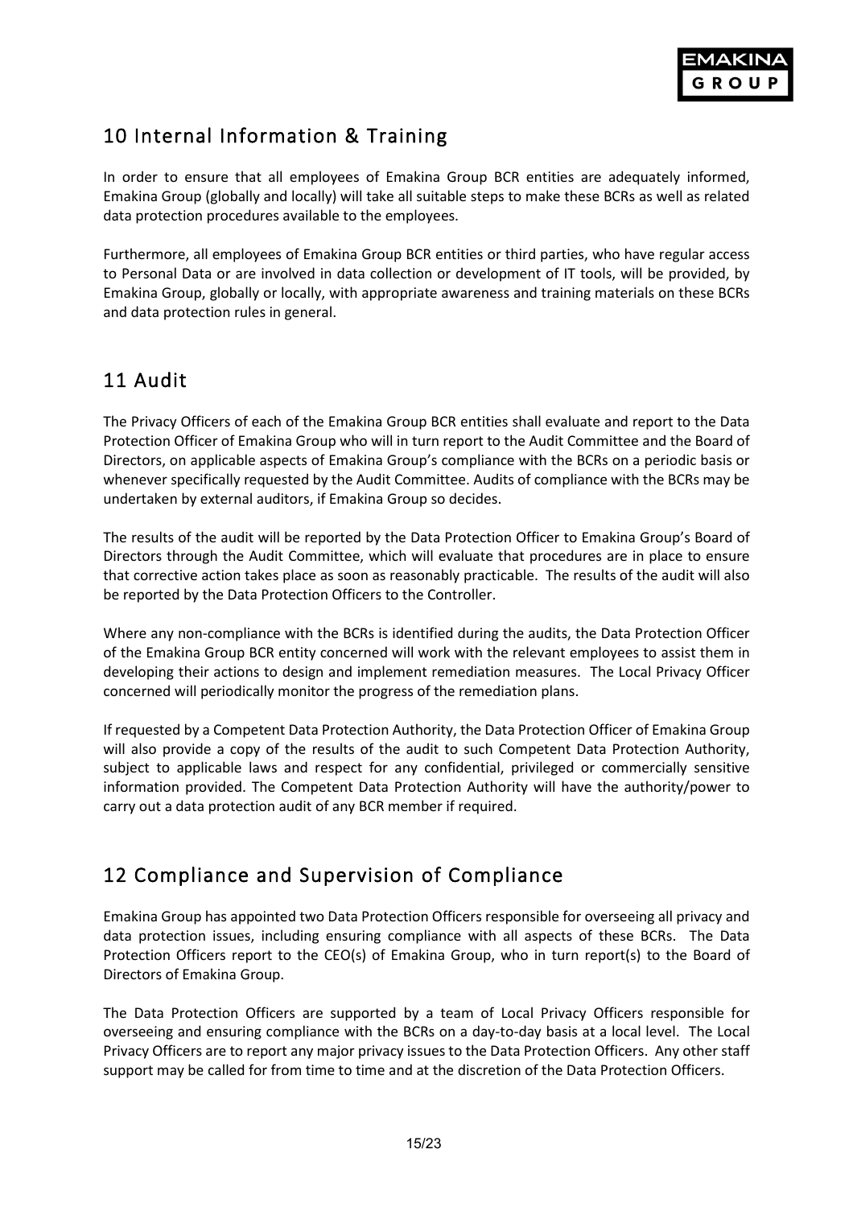## 10 Internal Information & Training

In order to ensure that all employees of Emakina Group BCR entities are adequately informed, Emakina Group (globally and locally) will take all suitable steps to make these BCRs as well as related data protection procedures available to the employees.

Furthermore, all employees of Emakina Group BCR entities or third parties, who have regular access to Personal Data or are involved in data collection or development of IT tools, will be provided, by Emakina Group, globally or locally, with appropriate awareness and training materials on these BCRs and data protection rules in general.

## 11 Audit

The Privacy Officers of each of the Emakina Group BCR entities shall evaluate and report to the Data Protection Officer of Emakina Group who will in turn report to the Audit Committee and the Board of Directors, on applicable aspects of Emakina Group's compliance with the BCRs on a periodic basis or whenever specifically requested by the Audit Committee. Audits of compliance with the BCRs may be undertaken by external auditors, if Emakina Group so decides.

The results of the audit will be reported by the Data Protection Officer to Emakina Group's Board of Directors through the Audit Committee, which will evaluate that procedures are in place to ensure that corrective action takes place as soon as reasonably practicable. The results of the audit will also be reported by the Data Protection Officers to the Controller.

Where any non-compliance with the BCRs is identified during the audits, the Data Protection Officer of the Emakina Group BCR entity concerned will work with the relevant employees to assist them in developing their actions to design and implement remediation measures. The Local Privacy Officer concerned will periodically monitor the progress of the remediation plans.

If requested by a Competent Data Protection Authority, the Data Protection Officer of Emakina Group will also provide a copy of the results of the audit to such Competent Data Protection Authority, subject to applicable laws and respect for any confidential, privileged or commercially sensitive information provided. The Competent Data Protection Authority will have the authority/power to carry out a data protection audit of any BCR member if required.

## 12 Compliance and Supervision of Compliance

Emakina Group has appointed two Data Protection Officers responsible for overseeing all privacy and data protection issues, including ensuring compliance with all aspects of these BCRs. The Data Protection Officers report to the CEO(s) of Emakina Group, who in turn report(s) to the Board of Directors of Emakina Group.

The Data Protection Officers are supported by a team of Local Privacy Officers responsible for overseeing and ensuring compliance with the BCRs on a day-to-day basis at a local level. The Local Privacy Officers are to report any major privacy issues to the Data Protection Officers. Any other staff support may be called for from time to time and at the discretion of the Data Protection Officers.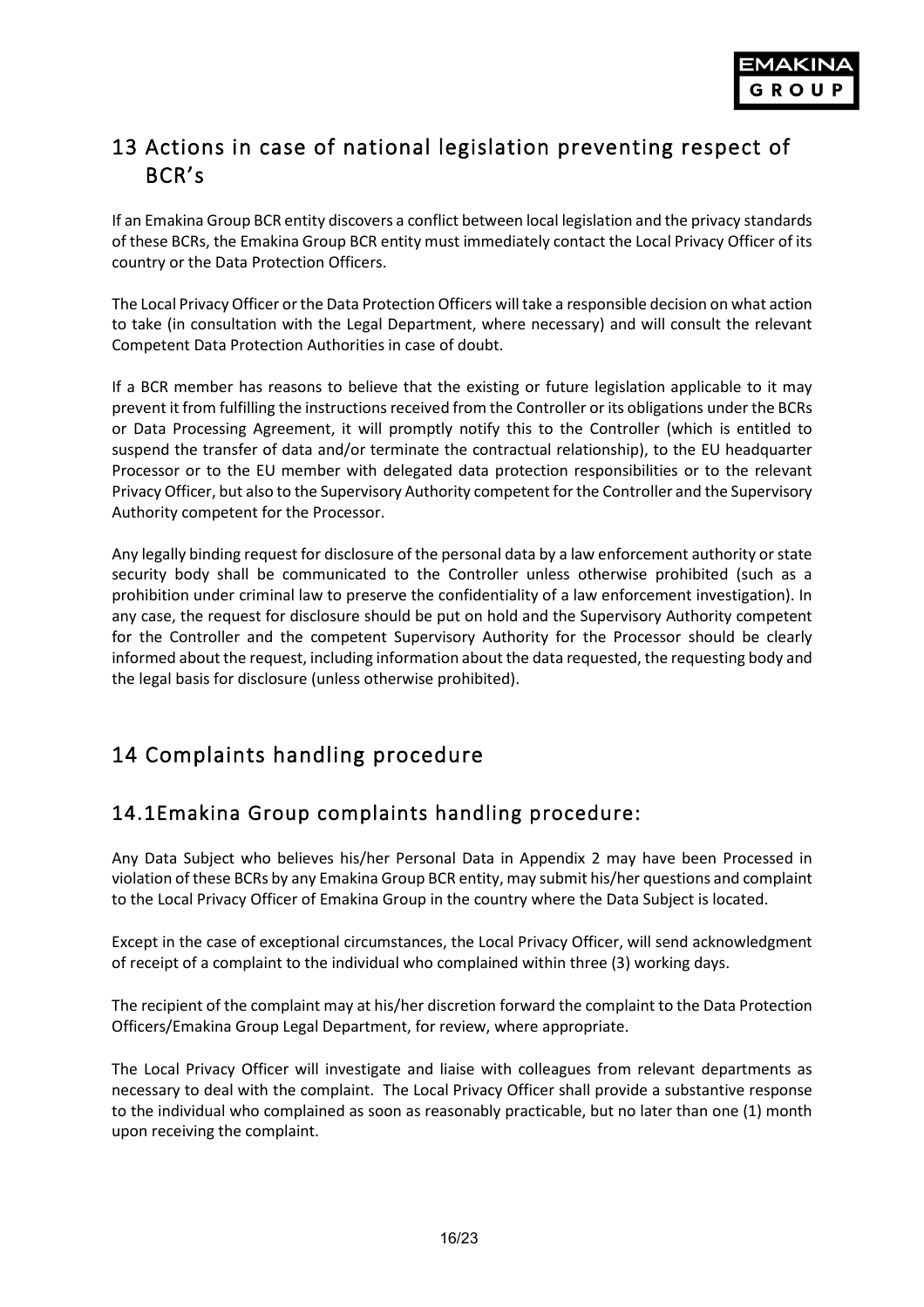# 13 Actions in case of national legislation preventing respect of BCR's

If an Emakina Group BCR entity discovers a conflict between local legislation and the privacy standards of these BCRs, the Emakina Group BCR entity must immediately contact the Local Privacy Officer of its country or the Data Protection Officers.

The Local Privacy Officer or the Data Protection Officers will take a responsible decision on what action to take (in consultation with the Legal Department, where necessary) and will consult the relevant Competent Data Protection Authorities in case of doubt.

If a BCR member has reasons to believe that the existing or future legislation applicable to it may prevent it from fulfilling the instructions received from the Controller or its obligations under the BCRs or Data Processing Agreement, it will promptly notify this to the Controller (which is entitled to suspend the transfer of data and/or terminate the contractual relationship), to the EU headquarter Processor or to the EU member with delegated data protection responsibilities or to the relevant Privacy Officer, but also to the Supervisory Authority competent for the Controller and the Supervisory Authority competent for the Processor.

Any legally binding request for disclosure of the personal data by a law enforcement authority or state security body shall be communicated to the Controller unless otherwise prohibited (such as a prohibition under criminal law to preserve the confidentiality of a law enforcement investigation). In any case, the request for disclosure should be put on hold and the Supervisory Authority competent for the Controller and the competent Supervisory Authority for the Processor should be clearly informed about the request, including information about the data requested, the requesting body and the legal basis for disclosure (unless otherwise prohibited).

# 14 Complaints handling procedure

## 14.1Emakina Group complaints handling procedure:

Any Data Subject who believes his/her Personal Data in Appendix 2 may have been Processed in violation of these BCRs by any Emakina Group BCR entity, may submit his/her questions and complaint to the Local Privacy Officer of Emakina Group in the country where the Data Subject is located.

Except in the case of exceptional circumstances, the Local Privacy Officer, will send acknowledgment of receipt of a complaint to the individual who complained within three (3) working days.

The recipient of the complaint may at his/her discretion forward the complaint to the Data Protection Officers/Emakina Group Legal Department, for review, where appropriate.

The Local Privacy Officer will investigate and liaise with colleagues from relevant departments as necessary to deal with the complaint. The Local Privacy Officer shall provide a substantive response to the individual who complained as soon as reasonably practicable, but no later than one (1) month upon receiving the complaint.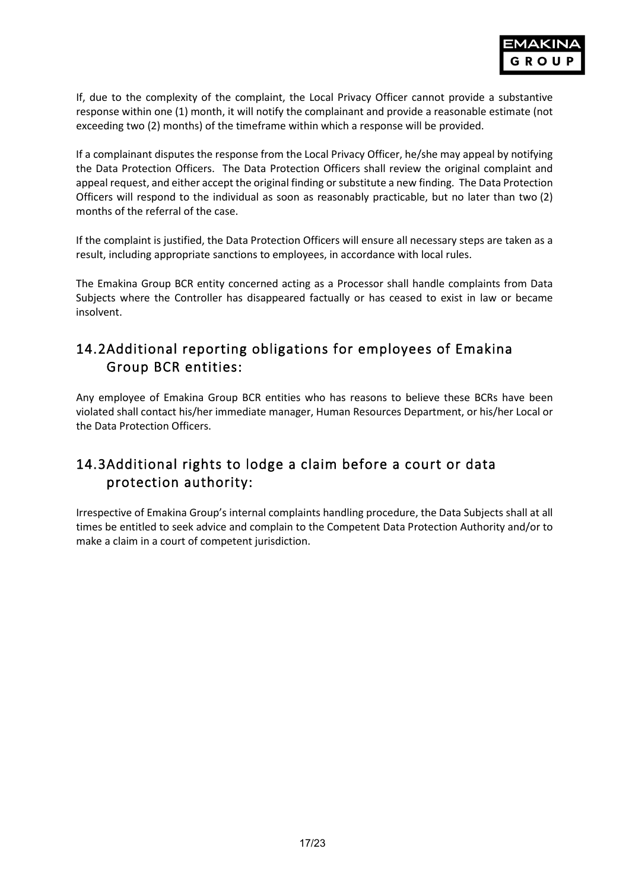If, due to the complexity of the complaint, the Local Privacy Officer cannot provide a substantive response within one (1) month, it will notify the complainant and provide a reasonable estimate (not exceeding two (2) months) of the timeframe within which a response will be provided.

If a complainant disputes the response from the Local Privacy Officer, he/she may appeal by notifying the Data Protection Officers. The Data Protection Officers shall review the original complaint and appeal request, and either accept the original finding or substitute a new finding. The Data Protection Officers will respond to the individual as soon as reasonably practicable, but no later than two (2) months of the referral of the case.

If the complaint is justified, the Data Protection Officers will ensure all necessary steps are taken as a result, including appropriate sanctions to employees, in accordance with local rules.

The Emakina Group BCR entity concerned acting as a Processor shall handle complaints from Data Subjects where the Controller has disappeared factually or has ceased to exist in law or became insolvent.

## 14.2 Additional reporting obligations for employees of Emakina Group BCR entities:

Any employee of Emakina Group BCR entities who has reasons to believe these BCRs have been violated shall contact his/her immediate manager, Human Resources Department, or his/her Local or the Data Protection Officers.

## 14.3 Additional rights to lodge a claim before a court or data protection authority:

Irrespective of Emakina Group's internal complaints handling procedure, the Data Subjects shall at all times be entitled to seek advice and complain to the Competent Data Protection Authority and/or to make a claim in a court of competent jurisdiction.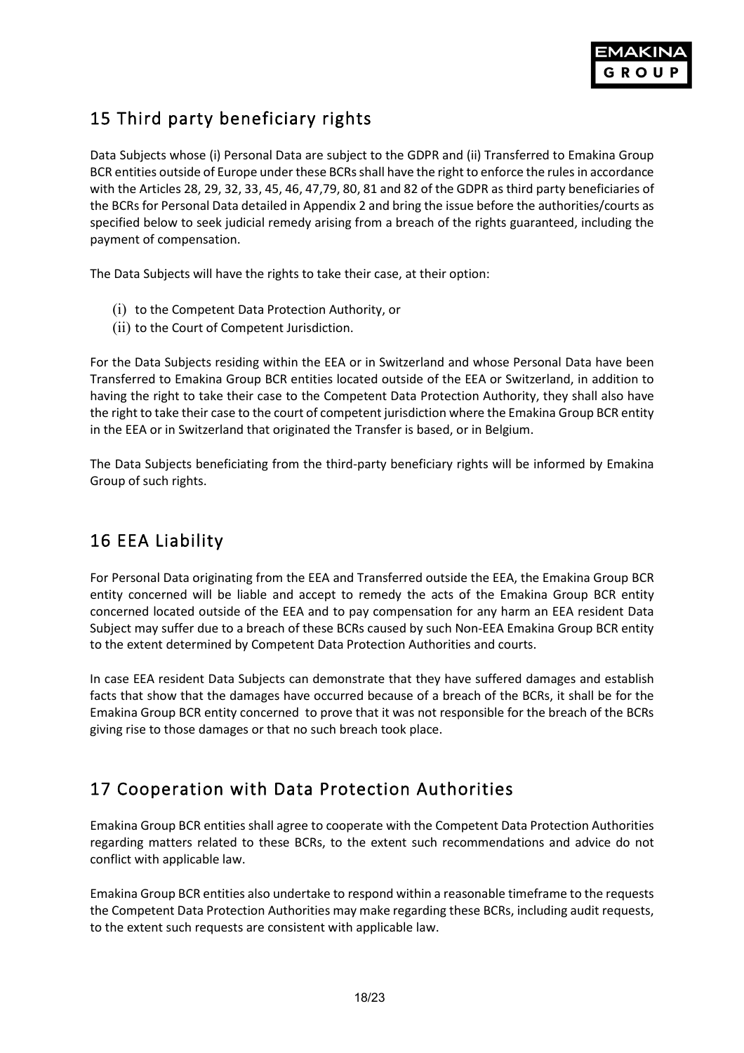## 15 Third party beneficiary rights

Data Subjects whose (i) Personal Data are subject to the GDPR and (ii) Transferred to Emakina Group BCR entities outside of Europe under these BCRs shall have the right to enforce the rules in accordance with the Articles 28, 29, 32, 33, 45, 46, 47,79, 80, 81 and 82 of the GDPR as third party beneficiaries of the BCRs for Personal Data detailed in Appendix 2 and bring the issue before the authorities/courts as specified below to seek judicial remedy arising from a breach of the rights guaranteed, including the payment of compensation.

The Data Subjects will have the rights to take their case, at their option:

(i) to the Competent Data Protection Authority, or
(ii) to the Court of Competent Jurisdiction.

For the Data Subjects residing within the EEA or in Switzerland and whose Personal Data have been Transferred to Emakina Group BCR entities located outside of the EEA or Switzerland, in addition to having the right to take their case to the Competent Data Protection Authority, they shall also have the right to take their case to the court of competent jurisdiction where the Emakina Group BCR entity in the EEA or in Switzerland that originated the Transfer is based, or in Belgium.

The Data Subjects beneficiating from the third-party beneficiary rights will be informed by Emakina Group of such rights.

## 16 EEA Liability

For Personal Data originating from the EEA and Transferred outside the EEA, the Emakina Group BCR entity concerned will be liable and accept to remedy the acts of the Emakina Group BCR entity concerned located outside of the EEA and to pay compensation for any harm an EEA resident Data Subject may suffer due to a breach of these BCRs caused by such Non-EEA Emakina Group BCR entity to the extent determined by Competent Data Protection Authorities and courts.

In case EEA resident Data Subjects can demonstrate that they have suffered damages and establish facts that show that the damages have occurred because of a breach of the BCRs, it shall be for the Emakina Group BCR entity concerned to prove that it was not responsible for the breach of the BCRs giving rise to those damages or that no such breach took place.

## 17 Cooperation with Data Protection Authorities

Emakina Group BCR entities shall agree to cooperate with the Competent Data Protection Authorities regarding matters related to these BCRs, to the extent such recommendations and advice do not conflict with applicable law.

Emakina Group BCR entities also undertake to respond within a reasonable timeframe to the requests the Competent Data Protection Authorities may make regarding these BCRs, including audit requests, to the extent such requests are consistent with applicable law.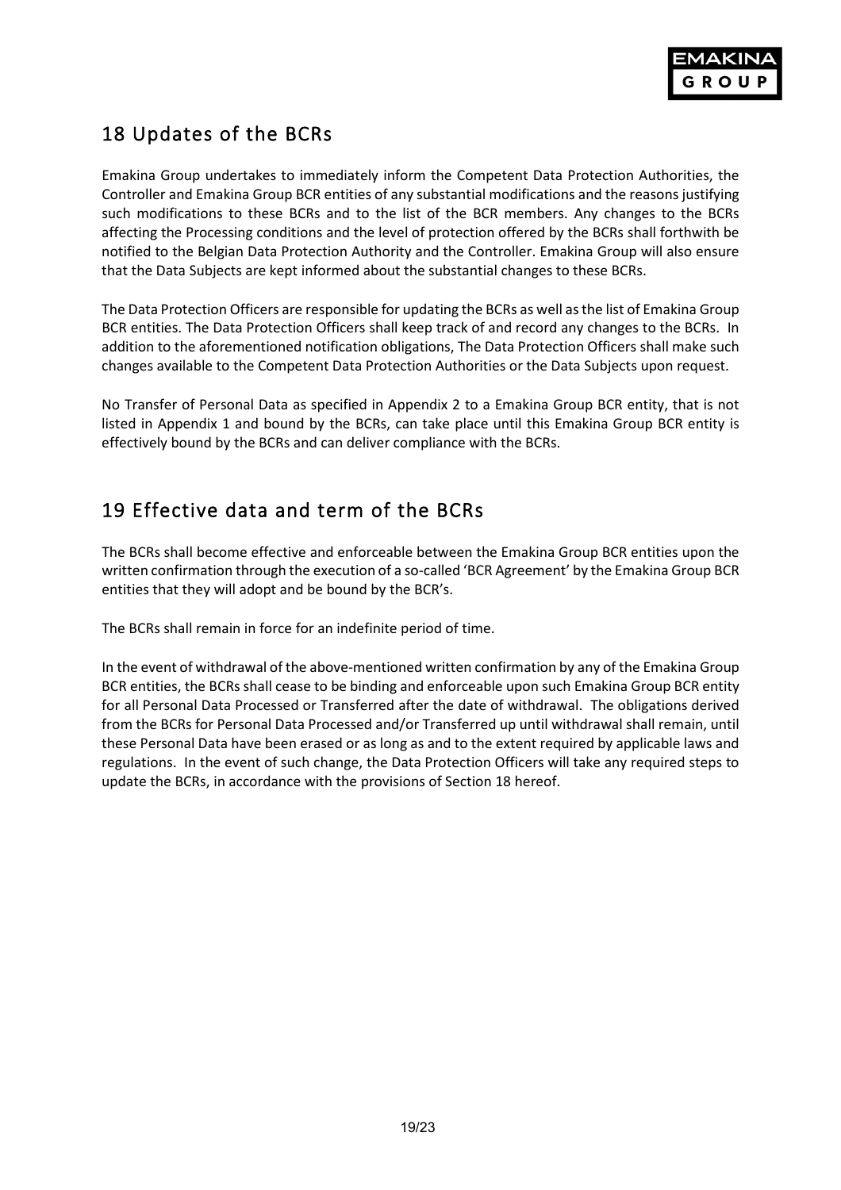## 18 Updates of the BCRs

Emakina Group undertakes to immediately inform the Competent Data Protection Authorities, the Controller and Emakina Group BCR entities of any substantial modifications and the reasons justifying such modifications to these BCRs and to the list of the BCR members. Any changes to the BCRs affecting the Processing conditions and the level of protection offered by the BCRs shall forthwith be notified to the Belgian Data Protection Authority and the Controller. Emakina Group will also ensure that the Data Subjects are kept informed about the substantial changes to these BCRs.

The Data Protection Officers are responsible for updating the BCRs as well as the list of Emakina Group BCR entities. The Data Protection Officers shall keep track of and record any changes to the BCRs. In addition to the aforementioned notification obligations, The Data Protection Officers shall make such changes available to the Competent Data Protection Authorities or the Data Subjects upon request.

No Transfer of Personal Data as specified in Appendix 2 to a Emakina Group BCR entity, that is not listed in Appendix 1 and bound by the BCRs, can take place until this Emakina Group BCR entity is effectively bound by the BCRs and can deliver compliance with the BCRs.

## 19 Effective data and term of the BCRs

The BCRs shall become effective and enforceable between the Emakina Group BCR entities upon the written confirmation through the execution of a so-called 'BCR Agreement' by the Emakina Group BCR entities that they will adopt and be bound by the BCR's.

The BCRs shall remain in force for an indefinite period of time.

In the event of withdrawal of the above-mentioned written confirmation by any of the Emakina Group BCR entities, the BCRs shall cease to be binding and enforceable upon such Emakina Group BCR entity for all Personal Data Processed or Transferred after the date of withdrawal. The obligations derived from the BCRs for Personal Data Processed and/or Transferred up until withdrawal shall remain, until these Personal Data have been erased or as long as and to the extent required by applicable laws and regulations. In the event of such change, the Data Protection Officers will take any required steps to update the BCRs, in accordance with the provisions of Section 18 hereof.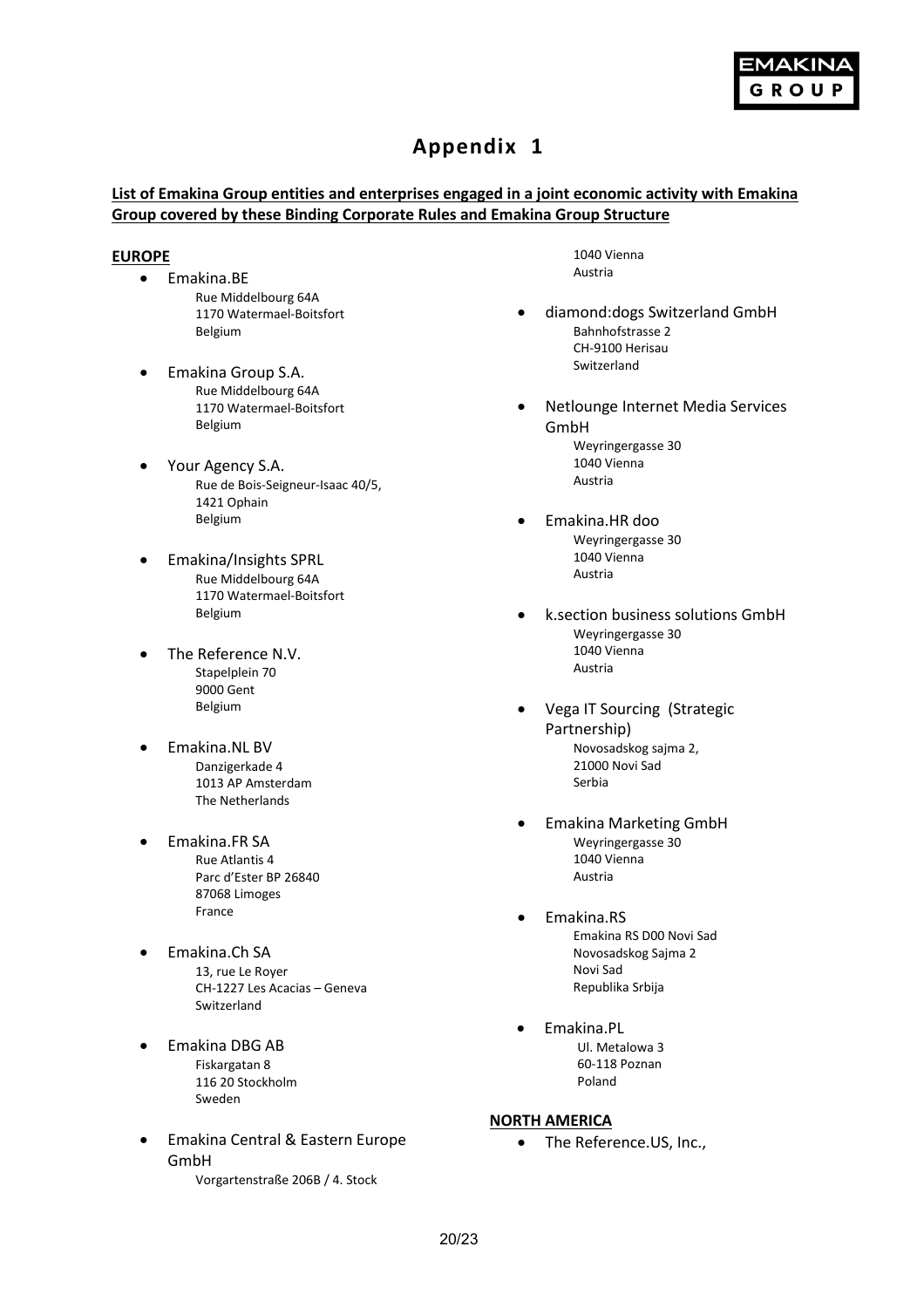# Appendix 1

**List of Emakina Group entities and enterprises engaged in a joint economic activity with Emakina Group covered by these Binding Corporate Rules and Emakina Group Structure**

**EUROPE**

- Emakina.BE
  Rue Middelbourg 64A
  1170 Watermael-Boitsfort
  Belgium

- Emakina Group S.A.
  Rue Middelbourg 64A
  1170 Watermael-Boitsfort
  Belgium

- Your Agency S.A.
  Rue de Bois-Seigneur-Isaac 40/5,
  1421 Ophain
  Belgium

- Emakina/Insights SPRL
  Rue Middelbourg 64A
  1170 Watermael-Boitsfort
  Belgium

- The Reference N.V.
  Stapelplein 70
  9000 Gent
  Belgium

- Emakina.NL BV
  Danzigerkade 4
  1013 AP Amsterdam
  The Netherlands

- Emakina.FR SA
  Rue Atlantis 4
  Parc d'Ester BP 26840
  87068 Limoges
  France

- Emakina.Ch SA
  13, rue Le Royer
  CH-1227 Les Acacias – Geneva
  Switzerland

- Emakina DBG AB
  Fiskargatan 8
  116 20 Stockholm
  Sweden

- Emakina Central & Eastern Europe GmbH
  Vorgartenstraße 206B / 4. Stock
  1040 Vienna
  Austria

- diamond:dogs Switzerland GmbH
  Bahnhofstrasse 2
  CH-9100 Herisau
  Switzerland

- Netlounge Internet Media Services GmbH
  Weyringergasse 30
  1040 Vienna
  Austria

- Emakina.HR doo
  Weyringergasse 30
  1040 Vienna
  Austria

- k.section business solutions GmbH
  Weyringergasse 30
  1040 Vienna
  Austria

- Vega IT Sourcing (Strategic Partnership)
  Novosadskog sajma 2,
  21000 Novi Sad
  Serbia

- Emakina Marketing GmbH
  Weyringergasse 30
  1040 Vienna
  Austria

- Emakina.RS
  Emakina RS D00 Novi Sad
  Novosadskog Sajma 2
  Novi Sad
  Republika Srbija

- Emakina.PL
  Ul. Metalowa 3
  60-118 Poznan
  Poland

**NORTH AMERICA**

- The Reference.US, Inc.,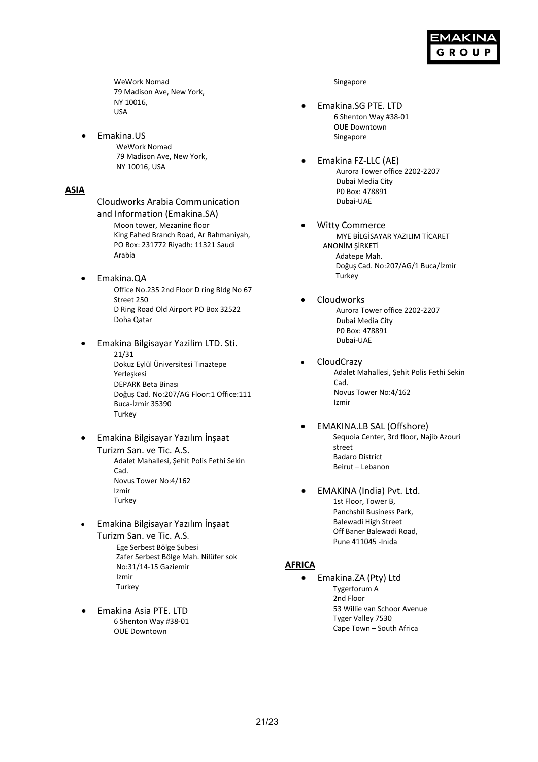WeWork Nomad
79 Madison Ave, New York,
NY 10016,
USA

- Emakina.US
  WeWork Nomad
  79 Madison Ave, New York,
  NY 10016, USA

**ASIA**

Cloudworks Arabia Communication and Information (Emakina.SA)
Moon tower, Mezanine floor
King Fahed Branch Road, Ar Rahmaniyah,
PO Box: 231772 Riyadh: 11321 Saudi Arabia

- Emakina.QA
  Office No.235 2nd Floor D ring Bldg No 67
  Street 250
  D Ring Road Old Airport PO Box 32522
  Doha Qatar

- Emakina Bilgisayar Yazilim LTD. Sti.
  21/31
  Dokuz Eylül Üniversitesi Tınaztepe Yerleşkesi
  DEPARK Beta Binası
  Doğuş Cad. No:207/AG Floor:1 Office:111
  Buca-İzmir 35390
  Turkey

- Emakina Bilgisayar Yazılım İnşaat Turizm San. ve Tic. A.S.
  Adalet Mahallesi, Şehit Polis Fethi Sekin Cad.
  Novus Tower No:4/162
  Izmir
  Turkey

- Emakina Bilgisayar Yazılım İnşaat Turizm San. ve Tic. A.S.
  Ege Serbest Bölge Şubesi
  Zafer Serbest Bölge Mah. Nilüfer sok No:31/14-15 Gaziemir
  Izmir
  Turkey

- Emakina Asia PTE. LTD
  6 Shenton Way #38-01
  OUE Downtown
  Singapore

- Emakina.SG PTE. LTD
  6 Shenton Way #38-01
  OUE Downtown
  Singapore

- Emakina FZ-LLC (AE)
  Aurora Tower office 2202-2207
  Dubai Media City
  P0 Box: 478891
  Dubai-UAE

- Witty Commerce
  MYE BİLGİSAYAR YAZILIM TİCARET ANONİM ŞİRKETİ
  Adatepe Mah.
  Doğuş Cad. No:207/AG/1 Buca/İzmir
  Turkey

- Cloudworks
  Aurora Tower office 2202-2207
  Dubai Media City
  P0 Box: 478891
  Dubai-UAE

- CloudCrazy
  Adalet Mahallesi, Şehit Polis Fethi Sekin Cad.
  Novus Tower No:4/162
  Izmir

- EMAKINA.LB SAL (Offshore)
  Sequoia Center, 3rd floor, Najib Azouri street
  Badaro District
  Beirut – Lebanon

- EMAKINA (India) Pvt. Ltd.
  1st Floor, Tower B,
  Panchshil Business Park,
  Balewadi High Street
  Off Baner Balewadi Road,
  Pune 411045 -Inida

**AFRICA**

- Emakina.ZA (Pty) Ltd
  Tygerforum A
  2nd Floor
  53 Willie van Schoor Avenue
  Tyger Valley 7530
  Cape Town – South Africa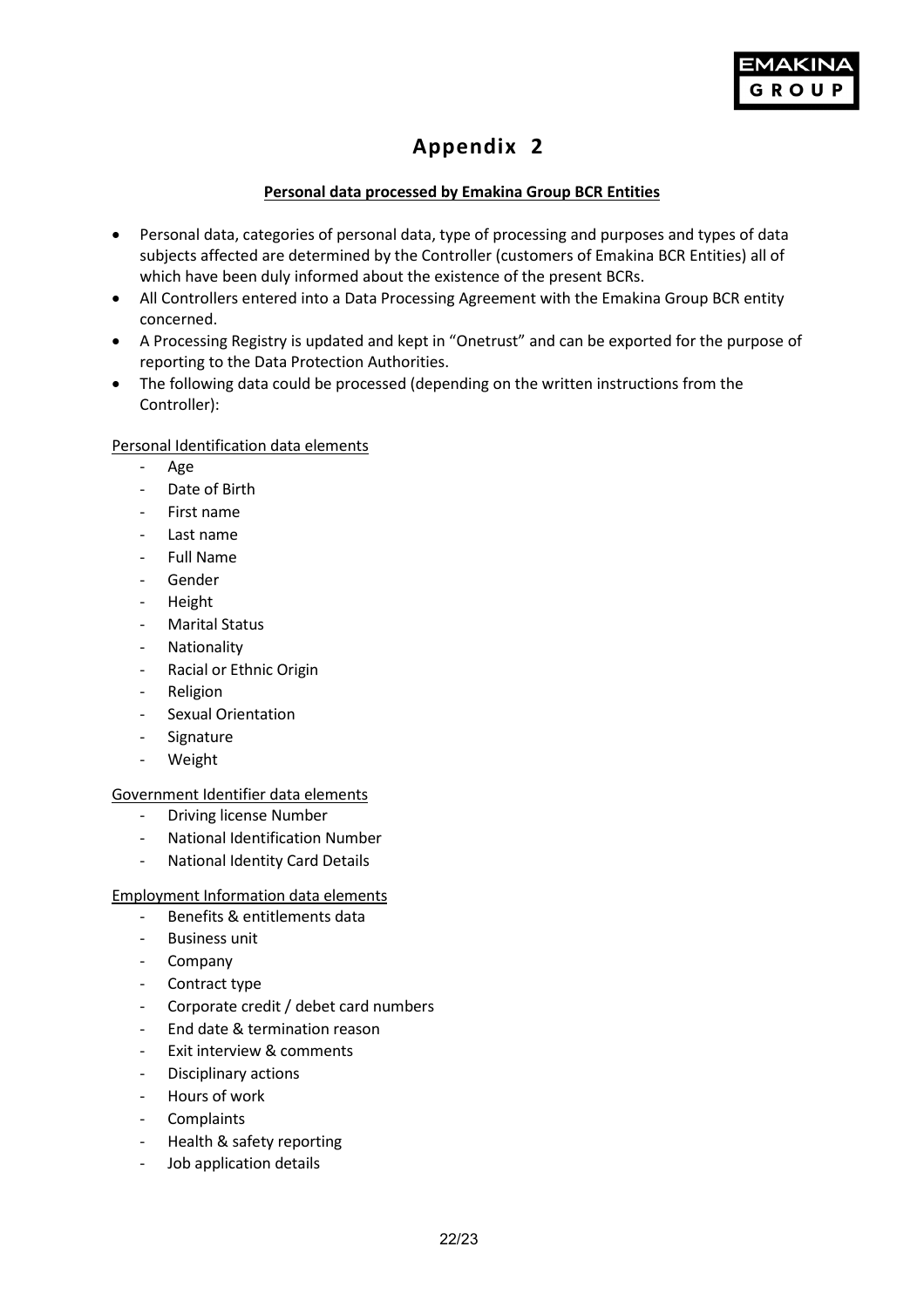# Appendix 2

**Personal data processed by Emakina Group BCR Entities**

- Personal data, categories of personal data, type of processing and purposes and types of data subjects affected are determined by the Controller (customers of Emakina BCR Entities) all of which have been duly informed about the existence of the present BCRs.
- All Controllers entered into a Data Processing Agreement with the Emakina Group BCR entity concerned.
- A Processing Registry is updated and kept in "Onetrust" and can be exported for the purpose of reporting to the Data Protection Authorities.
- The following data could be processed (depending on the written instructions from the Controller):

Personal Identification data elements

- Age
- Date of Birth
- First name
- Last name
- Full Name
- Gender
- Height
- Marital Status
- Nationality
- Racial or Ethnic Origin
- Religion
- Sexual Orientation
- Signature
- Weight

Government Identifier data elements

- Driving license Number
- National Identification Number
- National Identity Card Details

Employment Information data elements

- Benefits & entitlements data
- Business unit
- Company
- Contract type
- Corporate credit / debet card numbers
- End date & termination reason
- Exit interview & comments
- Disciplinary actions
- Hours of work
- Complaints
- Health & safety reporting
- Job application details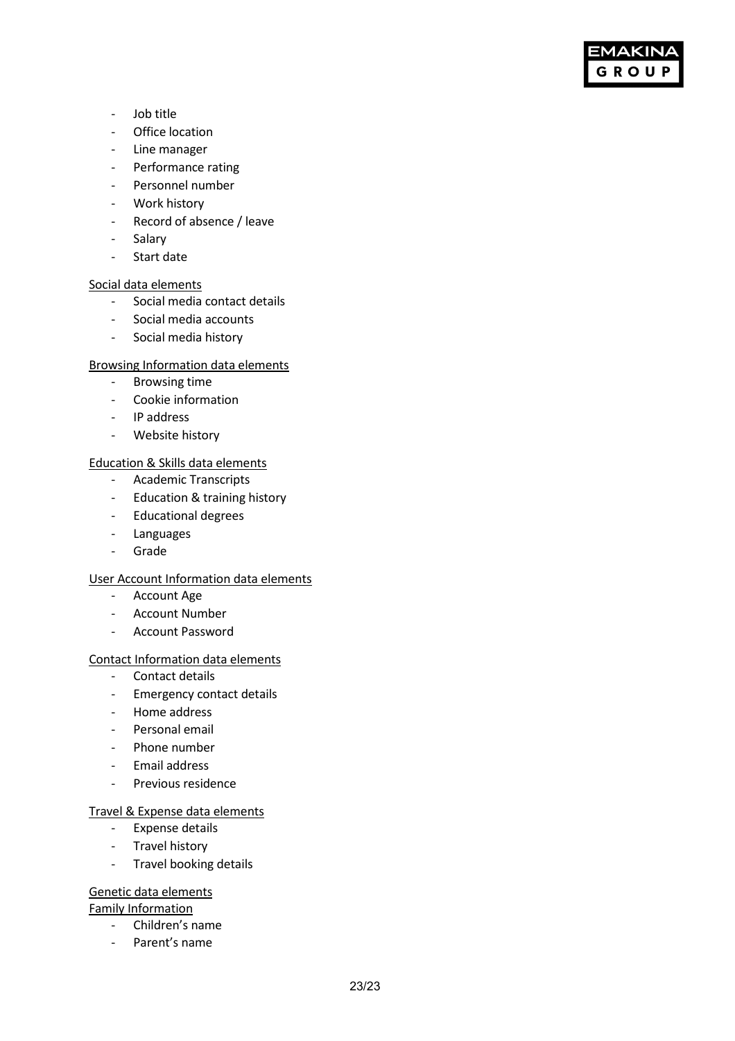- Job title
- Office location
- Line manager
- Performance rating
- Personnel number
- Work history
- Record of absence / leave
- Salary
- Start date

Social data elements

- Social media contact details
- Social media accounts
- Social media history

Browsing Information data elements

- Browsing time
- Cookie information
- IP address
- Website history

Education & Skills data elements

- Academic Transcripts
- Education & training history
- Educational degrees
- Languages
- Grade

User Account Information data elements

- Account Age
- Account Number
- Account Password

Contact Information data elements

- Contact details
- Emergency contact details
- Home address
- Personal email
- Phone number
- Email address
- Previous residence

Travel & Expense data elements

- Expense details
- Travel history
- Travel booking details

Genetic data elements

Family Information

- Children's name
- Parent's name